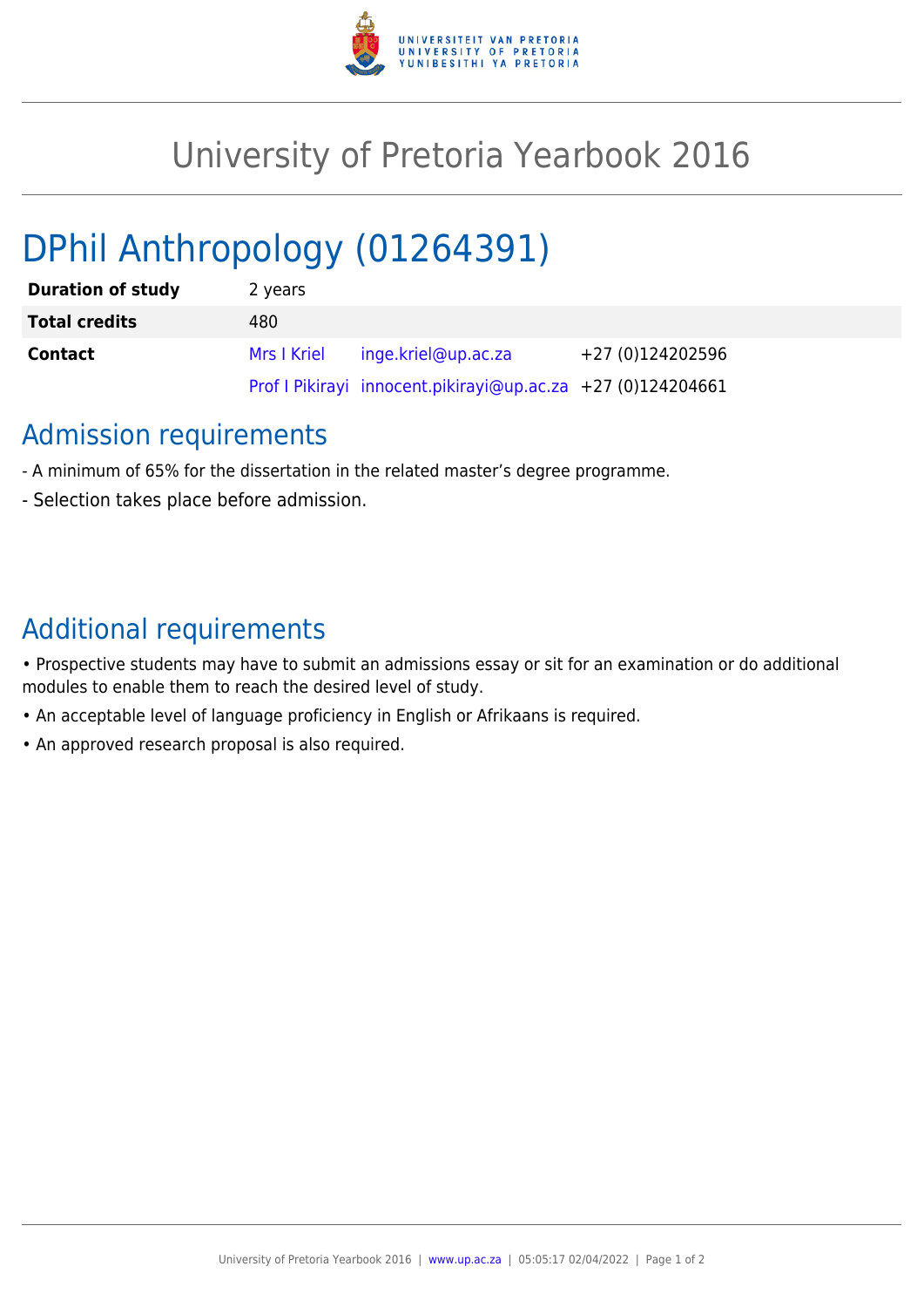# University of Pretoria Yearbook 2016

## DPhil Anthropology (01264391)

| | | | |
|---|---|---|---|
| **Duration of study** | 2 years | | |
| **Total credits** | 480 | | |
| **Contact** | Mrs I Kriel | inge.kriel@up.ac.za | +27 (0)124202596 |
| | Prof I Pikirayi | innocent.pikirayi@up.ac.za | +27 (0)124204661 |

### Admission requirements

- A minimum of 65% for the dissertation in the related master's degree programme.
- Selection takes place before admission.

### Additional requirements

• Prospective students may have to submit an admissions essay or sit for an examination or do additional modules to enable them to reach the desired level of study.

• An acceptable level of language proficiency in English or Afrikaans is required.

• An approved research proposal is also required.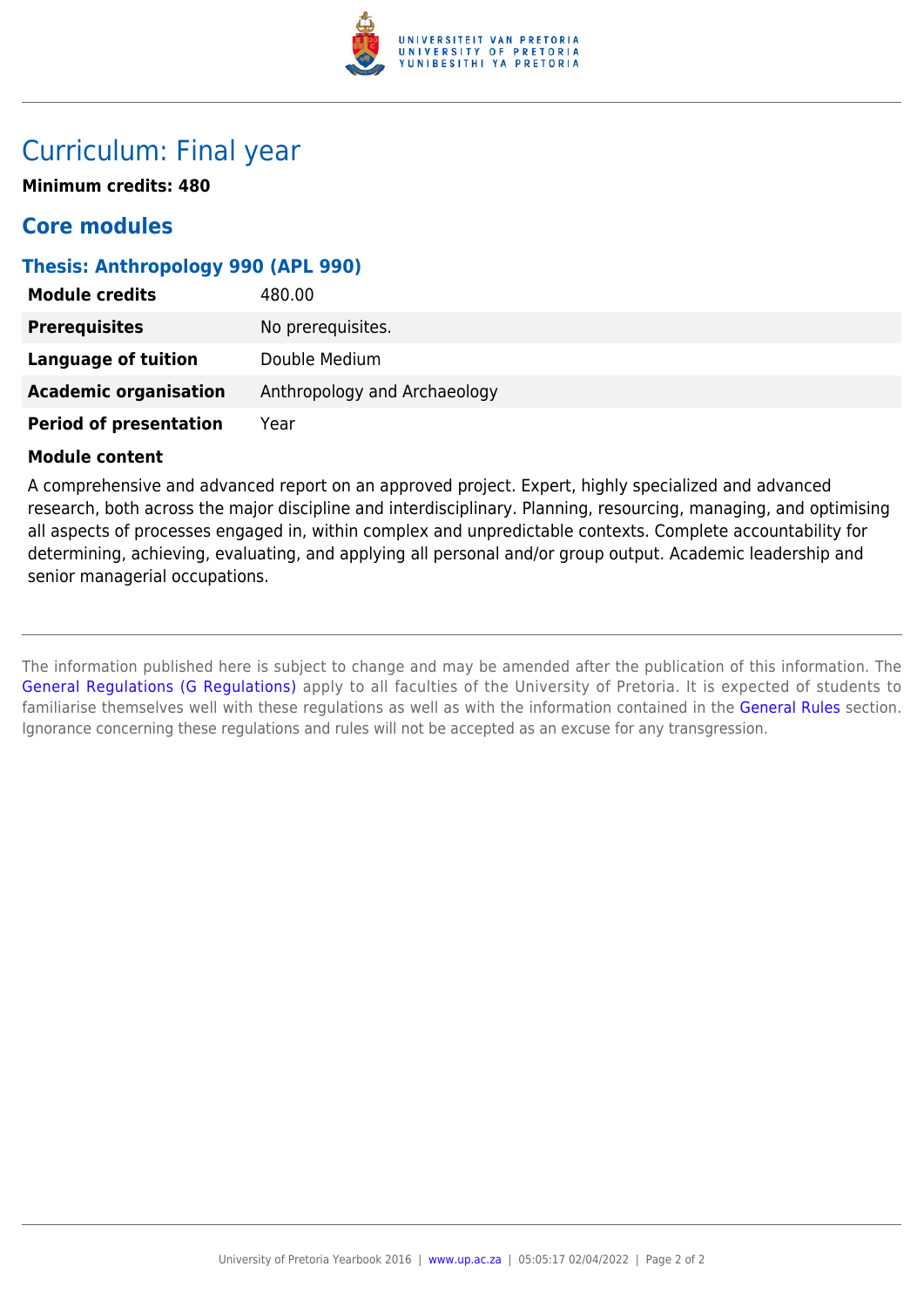# Curriculum: Final year

**Minimum credits: 480**

## Core modules

### Thesis: Anthropology 990 (APL 990)

| | |
|---|---|
| **Module credits** | 480.00 |
| **Prerequisites** | No prerequisites. |
| **Language of tuition** | Double Medium |
| **Academic organisation** | Anthropology and Archaeology |
| **Period of presentation** | Year |

**Module content**

A comprehensive and advanced report on an approved project. Expert, highly specialized and advanced research, both across the major discipline and interdisciplinary. Planning, resourcing, managing, and optimising all aspects of processes engaged in, within complex and unpredictable contexts. Complete accountability for determining, achieving, evaluating, and applying all personal and/or group output. Academic leadership and senior managerial occupations.

---

The information published here is subject to change and may be amended after the publication of this information. The General Regulations (G Regulations) apply to all faculties of the University of Pretoria. It is expected of students to familiarise themselves well with these regulations as well as with the information contained in the General Rules section. Ignorance concerning these regulations and rules will not be accepted as an excuse for any transgression.